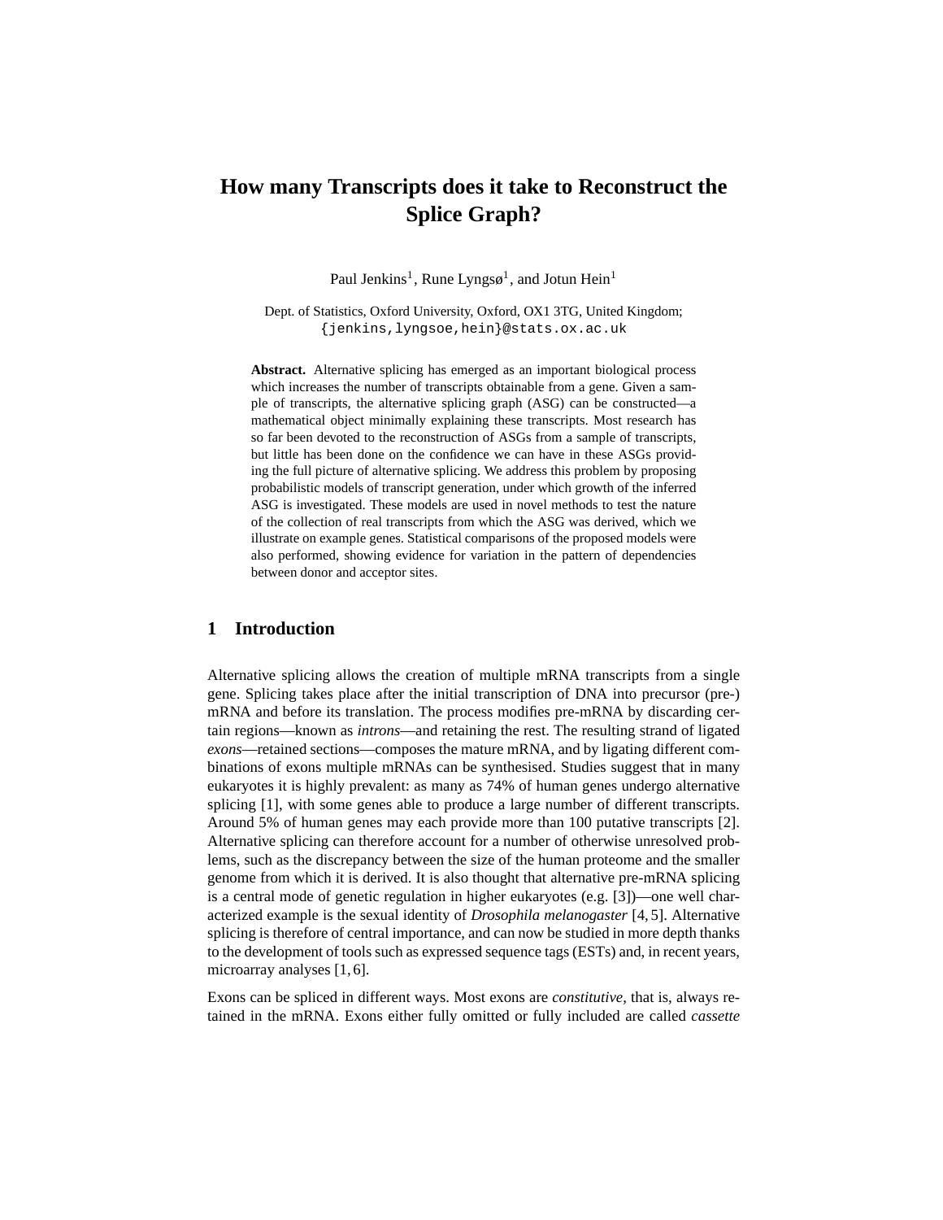# How many Transcripts does it take to Reconstruct the Splice Graph?

Paul Jenkins[1], Rune Lyngsø[1], and Jotun Hein[1]

Dept. of Statistics, Oxford University, Oxford, OX1 3TG, United Kingdom; {jenkins,lyngsoe,hein}@stats.ox.ac.uk

**Abstract.** Alternative splicing has emerged as an important biological process which increases the number of transcripts obtainable from a gene. Given a sample of transcripts, the alternative splicing graph (ASG) can be constructed—a mathematical object minimally explaining these transcripts. Most research has so far been devoted to the reconstruction of ASGs from a sample of transcripts, but little has been done on the confidence we can have in these ASGs providing the full picture of alternative splicing. We address this problem by proposing probabilistic models of transcript generation, under which growth of the inferred ASG is investigated. These models are used in novel methods to test the nature of the collection of real transcripts from which the ASG was derived, which we illustrate on example genes. Statistical comparisons of the proposed models were also performed, showing evidence for variation in the pattern of dependencies between donor and acceptor sites.

## 1 Introduction

Alternative splicing allows the creation of multiple mRNA transcripts from a single gene. Splicing takes place after the initial transcription of DNA into precursor (pre-) mRNA and before its translation. The process modifies pre-mRNA by discarding certain regions—known as *introns*—and retaining the rest. The resulting strand of ligated *exons*—retained sections—composes the mature mRNA, and by ligating different combinations of exons multiple mRNAs can be synthesised. Studies suggest that in many eukaryotes it is highly prevalent: as many as 74% of human genes undergo alternative splicing [1], with some genes able to produce a large number of different transcripts. Around 5% of human genes may each provide more than 100 putative transcripts [2]. Alternative splicing can therefore account for a number of otherwise unresolved problems, such as the discrepancy between the size of the human proteome and the smaller genome from which it is derived. It is also thought that alternative pre-mRNA splicing is a central mode of genetic regulation in higher eukaryotes (e.g. [3])—one well characterized example is the sexual identity of *Drosophila melanogaster* [4, 5]. Alternative splicing is therefore of central importance, and can now be studied in more depth thanks to the development of tools such as expressed sequence tags (ESTs) and, in recent years, microarray analyses [1, 6].

Exons can be spliced in different ways. Most exons are *constitutive*, that is, always retained in the mRNA. Exons either fully omitted or fully included are called *cassette*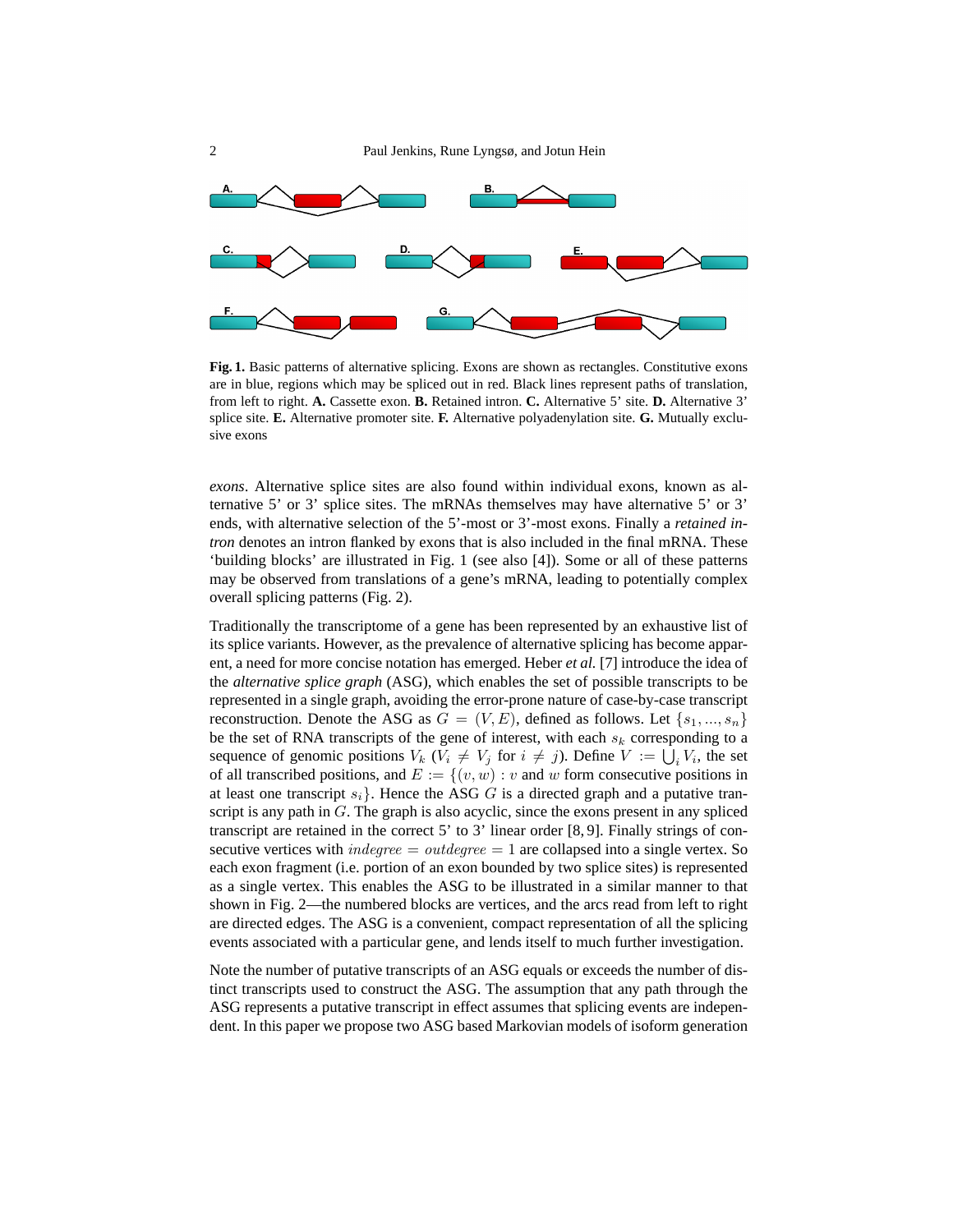**Fig. 1.** Basic patterns of alternative splicing. Exons are shown as rectangles. Constitutive exons are in blue, regions which may be spliced out in red. Black lines represent paths of translation, from left to right. **A.** Cassette exon. **B.** Retained intron. **C.** Alternative 5' site. **D.** Alternative 3' splice site. **E.** Alternative promoter site. **F.** Alternative polyadenylation site. **G.** Mutually exclusive exons

*exons*. Alternative splice sites are also found within individual exons, known as alternative 5' or 3' splice sites. The mRNAs themselves may have alternative 5' or 3' ends, with alternative selection of the 5'-most or 3'-most exons. Finally a *retained intron* denotes an intron flanked by exons that is also included in the final mRNA. These 'building blocks' are illustrated in Fig. 1 (see also [4]). Some or all of these patterns may be observed from translations of a gene's mRNA, leading to potentially complex overall splicing patterns (Fig. 2).

Traditionally the transcriptome of a gene has been represented by an exhaustive list of its splice variants. However, as the prevalence of alternative splicing has become apparent, a need for more concise notation has emerged. Heber *et al.* [7] introduce the idea of the *alternative splice graph* (ASG), which enables the set of possible transcripts to be represented in a single graph, avoiding the error-prone nature of case-by-case transcript reconstruction. Denote the ASG as $G = (V, E)$, defined as follows. Let $\{s_1, ..., s_n\}$ be the set of RNA transcripts of the gene of interest, with each $s_k$ corresponding to a sequence of genomic positions $V_k$ ($V_i \neq V_j$ for $i \neq j$). Define $V := \bigcup_i V_i$, the set of all transcribed positions, and $E := \{(v, w) : v$ and $w$ form consecutive positions in at least one transcript $s_i\}$. Hence the ASG $G$ is a directed graph and a putative transcript is any path in $G$. The graph is also acyclic, since the exons present in any spliced transcript are retained in the correct 5' to 3' linear order [8, 9]. Finally strings of consecutive vertices with $indegree = outdegree = 1$ are collapsed into a single vertex. So each exon fragment (i.e. portion of an exon bounded by two splice sites) is represented as a single vertex. This enables the ASG to be illustrated in a similar manner to that shown in Fig. 2—the numbered blocks are vertices, and the arcs read from left to right are directed edges. The ASG is a convenient, compact representation of all the splicing events associated with a particular gene, and lends itself to much further investigation.

Note the number of putative transcripts of an ASG equals or exceeds the number of distinct transcripts used to construct the ASG. The assumption that any path through the ASG represents a putative transcript in effect assumes that splicing events are independent. In this paper we propose two ASG based Markovian models of isoform generation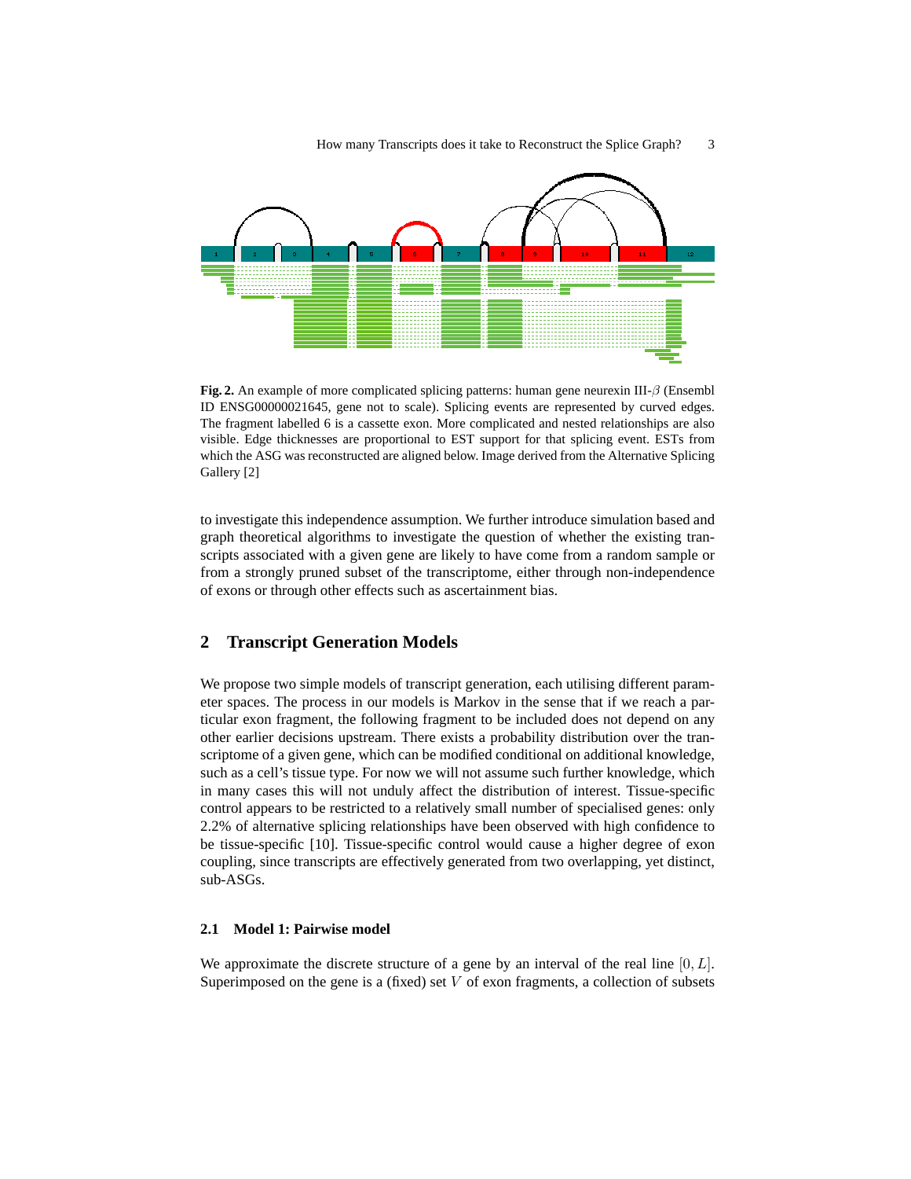**Fig. 2.** An example of more complicated splicing patterns: human gene neurexin III-$\beta$ (Ensembl ID ENSG00000021645, gene not to scale). Splicing events are represented by curved edges. The fragment labelled 6 is a cassette exon. More complicated and nested relationships are also visible. Edge thicknesses are proportional to EST support for that splicing event. ESTs from which the ASG was reconstructed are aligned below. Image derived from the Alternative Splicing Gallery [2]

to investigate this independence assumption. We further introduce simulation based and graph theoretical algorithms to investigate the question of whether the existing transcripts associated with a given gene are likely to have come from a random sample or from a strongly pruned subset of the transcriptome, either through non-independence of exons or through other effects such as ascertainment bias.

## 2 Transcript Generation Models

We propose two simple models of transcript generation, each utilising different parameter spaces. The process in our models is Markov in the sense that if we reach a particular exon fragment, the following fragment to be included does not depend on any other earlier decisions upstream. There exists a probability distribution over the transcriptome of a given gene, which can be modified conditional on additional knowledge, such as a cell's tissue type. For now we will not assume such further knowledge, which in many cases this will not unduly affect the distribution of interest. Tissue-specific control appears to be restricted to a relatively small number of specialised genes: only 2.2% of alternative splicing relationships have been observed with high confidence to be tissue-specific [10]. Tissue-specific control would cause a higher degree of exon coupling, since transcripts are effectively generated from two overlapping, yet distinct, sub-ASGs.

### 2.1 Model 1: Pairwise model

We approximate the discrete structure of a gene by an interval of the real line $[0, L]$. Superimposed on the gene is a (fixed) set $V$ of exon fragments, a collection of subsets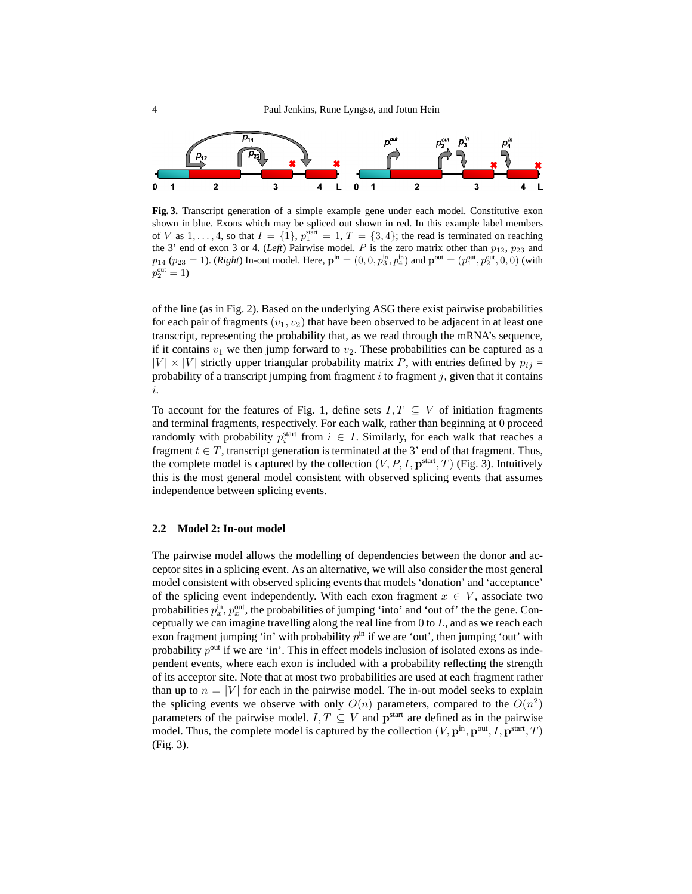**Fig. 3.** Transcript generation of a simple example gene under each model. Constitutive exon shown in blue. Exons which may be spliced out shown in red. In this example label members of $V$ as $1, \ldots, 4$, so that $I = \{1\}$, $p_1^{\text{start}} = 1$, $T = \{3, 4\}$; the read is terminated on reaching the 3' end of exon 3 or 4. (*Left*) Pairwise model. $P$ is the zero matrix other than $p_{12}$, $p_{23}$ and $p_{14}$ ($p_{23} = 1$). (*Right*) In-out model. Here, $\mathbf{p}^{\text{in}} = (0, 0, p_3^{\text{in}}, p_4^{\text{in}})$ and $\mathbf{p}^{\text{out}} = (p_1^{\text{out}}, p_2^{\text{out}}, 0, 0)$ (with $p_2^{\text{out}} = 1$)

of the line (as in Fig. 2). Based on the underlying ASG there exist pairwise probabilities for each pair of fragments $(v_1, v_2)$ that have been observed to be adjacent in at least one transcript, representing the probability that, as we read through the mRNA's sequence, if it contains $v_1$ we then jump forward to $v_2$. These probabilities can be captured as a $|V| \times |V|$ strictly upper triangular probability matrix $P$, with entries defined by $p_{ij}$ = probability of a transcript jumping from fragment $i$ to fragment $j$, given that it contains $i$.

To account for the features of Fig. 1, define sets $I, T \subseteq V$ of initiation fragments and terminal fragments, respectively. For each walk, rather than beginning at 0 proceed randomly with probability $p_i^{\text{start}}$ from $i \in I$. Similarly, for each walk that reaches a fragment $t \in T$, transcript generation is terminated at the 3' end of that fragment. Thus, the complete model is captured by the collection $(V, P, I, \mathbf{p}^{\text{start}}, T)$ (Fig. 3). Intuitively this is the most general model consistent with observed splicing events that assumes independence between splicing events.

### 2.2 Model 2: In-out model

The pairwise model allows the modelling of dependencies between the donor and acceptor sites in a splicing event. As an alternative, we will also consider the most general model consistent with observed splicing events that models 'donation' and 'acceptance' of the splicing event independently. With each exon fragment $x \in V$, associate two probabilities $p_x^{\text{in}}$, $p_x^{\text{out}}$, the probabilities of jumping 'into' and 'out of' the the gene. Conceptually we can imagine travelling along the real line from 0 to $L$, and as we reach each exon fragment jumping 'in' with probability $p^{\text{in}}$ if we are 'out', then jumping 'out' with probability $p^{\text{out}}$ if we are 'in'. This in effect models inclusion of isolated exons as independent events, where each exon is included with a probability reflecting the strength of its acceptor site. Note that at most two probabilities are used at each fragment rather than up to $n = |V|$ for each in the pairwise model. The in-out model seeks to explain the splicing events we observe with only $O(n)$ parameters, compared to the $O(n^2)$ parameters of the pairwise model. $I, T \subseteq V$ and $\mathbf{p}^{\text{start}}$ are defined as in the pairwise model. Thus, the complete model is captured by the collection $(V, \mathbf{p}^{\text{in}}, \mathbf{p}^{\text{out}}, I, \mathbf{p}^{\text{start}}, T)$ (Fig. 3).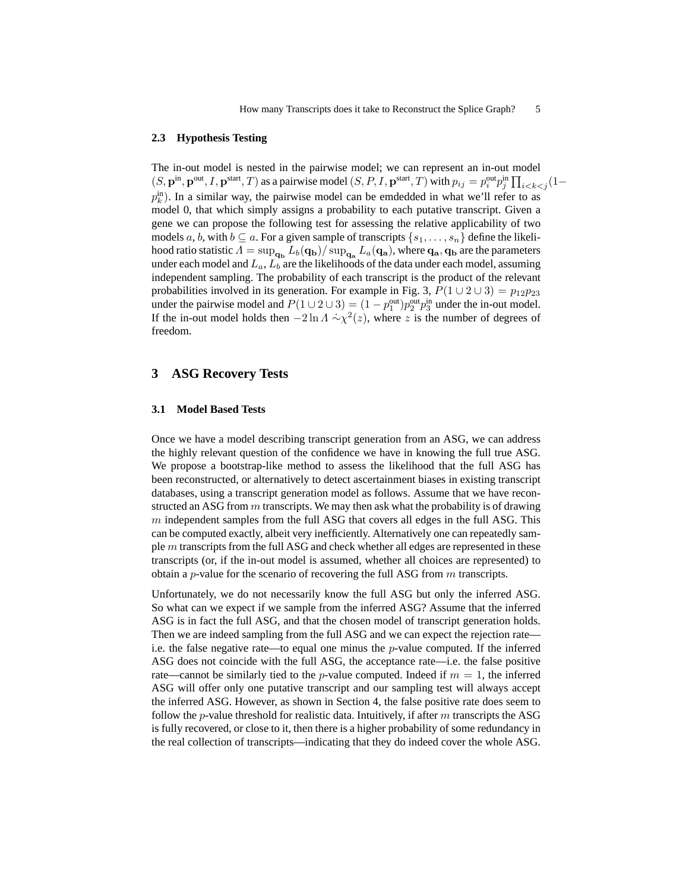### 2.3 Hypothesis Testing

The in-out model is nested in the pairwise model; we can represent an in-out model $(S, \mathbf{p}^{\text{in}}, \mathbf{p}^{\text{out}}, I, \mathbf{p}^{\text{start}}, T)$ as a pairwise model $(S, P, I, \mathbf{p}^{\text{start}}, T)$ with $p_{ij} = p_i^{\text{out}} p_j^{\text{in}} \prod_{i<k<j}(1-p_k^{\text{in}})$. In a similar way, the pairwise model can be emdedded in what we'll refer to as model 0, that which simply assigns a probability to each putative transcript. Given a gene we can propose the following test for assessing the relative applicability of two models $a, b$, with $b \subseteq a$. For a given sample of transcripts $\{s_1, \ldots, s_n\}$ define the likelihood ratio statistic $\Lambda = \sup_{\mathbf{q_b}} L_b(\mathbf{q_b}) / \sup_{\mathbf{q_a}} L_a(\mathbf{q_a})$, where $\mathbf{q_a}, \mathbf{q_b}$ are the parameters under each model and $L_a, L_b$ are the likelihoods of the data under each model, assuming independent sampling. The probability of each transcript is the product of the relevant probabilities involved in its generation. For example in Fig. 3, $P(1 \cup 2 \cup 3) = p_{12}p_{23}$ under the pairwise model and $P(1 \cup 2 \cup 3) = (1 - p_1^{\text{out}})p_2^{\text{out}}p_3^{\text{in}}$ under the in-out model. If the in-out model holds then $-2 \ln \Lambda \dot{\sim} \chi^2(z)$, where $z$ is the number of degrees of freedom.

## 3 ASG Recovery Tests

### 3.1 Model Based Tests

Once we have a model describing transcript generation from an ASG, we can address the highly relevant question of the confidence we have in knowing the full true ASG. We propose a bootstrap-like method to assess the likelihood that the full ASG has been reconstructed, or alternatively to detect ascertainment biases in existing transcript databases, using a transcript generation model as follows. Assume that we have reconstructed an ASG from $m$ transcripts. We may then ask what the probability is of drawing $m$ independent samples from the full ASG that covers all edges in the full ASG. This can be computed exactly, albeit very inefficiently. Alternatively one can repeatedly sample $m$ transcripts from the full ASG and check whether all edges are represented in these transcripts (or, if the in-out model is assumed, whether all choices are represented) to obtain a $p$-value for the scenario of recovering the full ASG from $m$ transcripts.

Unfortunately, we do not necessarily know the full ASG but only the inferred ASG. So what can we expect if we sample from the inferred ASG? Assume that the inferred ASG is in fact the full ASG, and that the chosen model of transcript generation holds. Then we are indeed sampling from the full ASG and we can expect the rejection rate—i.e. the false negative rate—to equal one minus the $p$-value computed. If the inferred ASG does not coincide with the full ASG, the acceptance rate—i.e. the false positive rate—cannot be similarly tied to the $p$-value computed. Indeed if $m = 1$, the inferred ASG will offer only one putative transcript and our sampling test will always accept the inferred ASG. However, as shown in Section 4, the false positive rate does seem to follow the $p$-value threshold for realistic data. Intuitively, if after $m$ transcripts the ASG is fully recovered, or close to it, then there is a higher probability of some redundancy in the real collection of transcripts—indicating that they do indeed cover the whole ASG.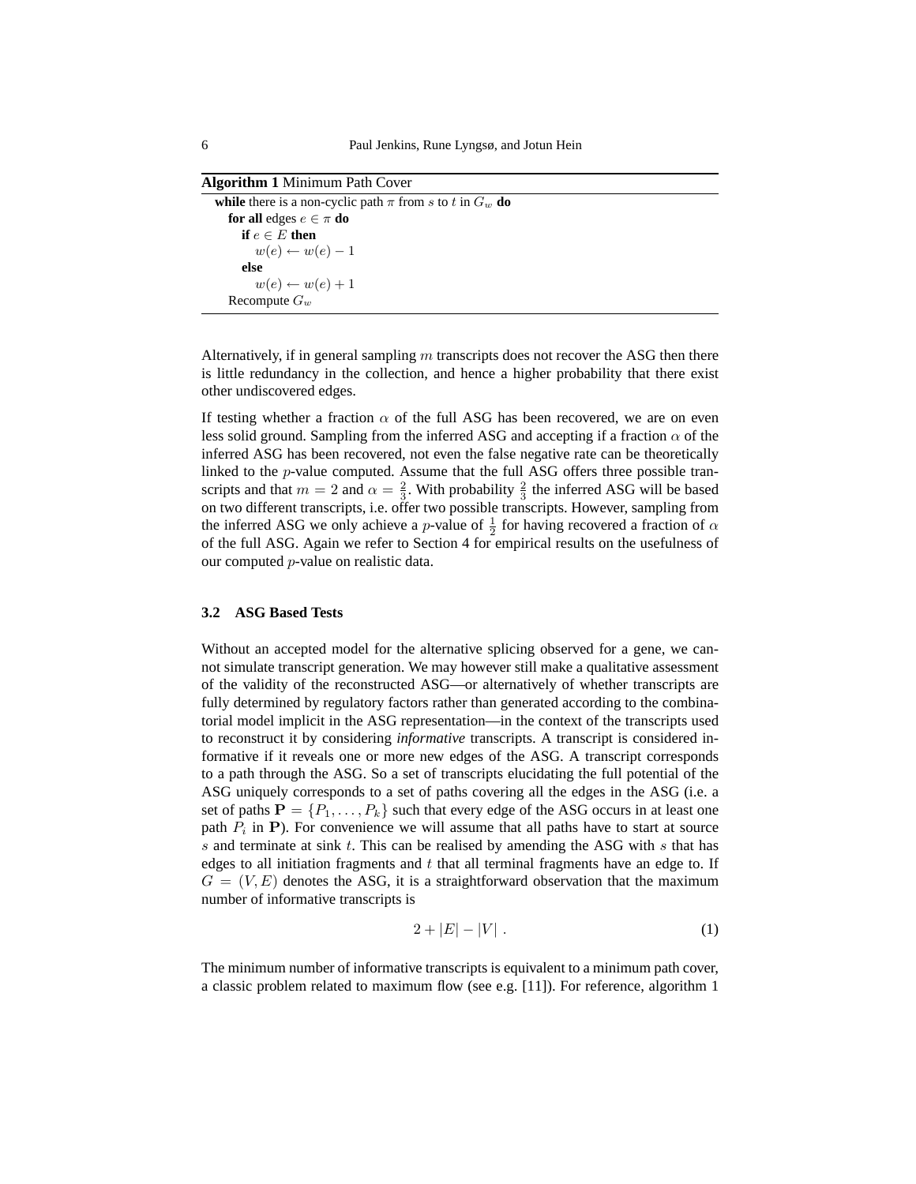**Algorithm 1** Minimum Path Cover

```
while there is a non-cyclic path π from s to t in G_w do
    for all edges e ∈ π do
        if e ∈ E then
            w(e) ← w(e) − 1
        else
            w(e) ← w(e) + 1
    Recompute G_w
```

Alternatively, if in general sampling $m$ transcripts does not recover the ASG then there is little redundancy in the collection, and hence a higher probability that there exist other undiscovered edges.

If testing whether a fraction $\alpha$ of the full ASG has been recovered, we are on even less solid ground. Sampling from the inferred ASG and accepting if a fraction $\alpha$ of the inferred ASG has been recovered, not even the false negative rate can be theoretically linked to the $p$-value computed. Assume that the full ASG offers three possible transcripts and that $m = 2$ and $\alpha = \frac{2}{3}$. With probability $\frac{2}{3}$ the inferred ASG will be based on two different transcripts, i.e. offer two possible transcripts. However, sampling from the inferred ASG we only achieve a $p$-value of $\frac{1}{2}$ for having recovered a fraction of $\alpha$ of the full ASG. Again we refer to Section 4 for empirical results on the usefulness of our computed $p$-value on realistic data.

### 3.2 ASG Based Tests

Without an accepted model for the alternative splicing observed for a gene, we cannot simulate transcript generation. We may however still make a qualitative assessment of the validity of the reconstructed ASG—or alternatively of whether transcripts are fully determined by regulatory factors rather than generated according to the combinatorial model implicit in the ASG representation—in the context of the transcripts used to reconstruct it by considering *informative* transcripts. A transcript is considered informative if it reveals one or more new edges of the ASG. A transcript corresponds to a path through the ASG. So a set of transcripts elucidating the full potential of the ASG uniquely corresponds to a set of paths covering all the edges in the ASG (i.e. a set of paths $\mathbf{P} = \{P_1, \ldots, P_k\}$ such that every edge of the ASG occurs in at least one path $P_i$ in $\mathbf{P}$). For convenience we will assume that all paths have to start at source $s$ and terminate at sink $t$. This can be realised by amending the ASG with $s$ that has edges to all initiation fragments and $t$ that all terminal fragments have an edge to. If $G = (V, E)$ denotes the ASG, it is a straightforward observation that the maximum number of informative transcripts is

$$2 + |E| - |V| \; . \tag{1}$$

The minimum number of informative transcripts is equivalent to a minimum path cover, a classic problem related to maximum flow (see e.g. [11]). For reference, algorithm 1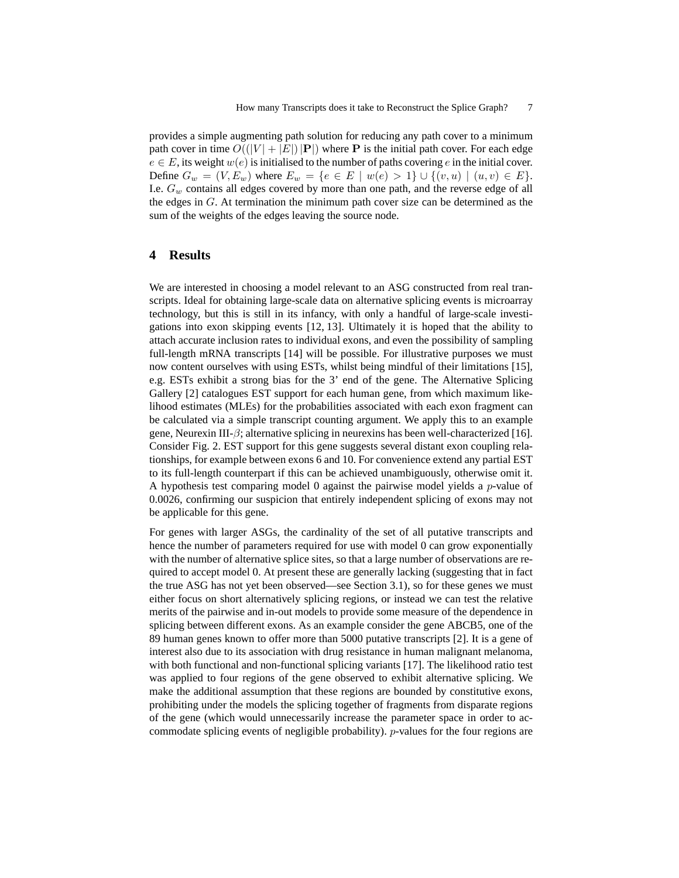provides a simple augmenting path solution for reducing any path cover to a minimum path cover in time $O((|V| + |E|)\,|\mathbf{P}|)$ where $\mathbf{P}$ is the initial path cover. For each edge $e \in E$, its weight $w(e)$ is initialised to the number of paths covering $e$ in the initial cover. Define $G_w = (V, E_w)$ where $E_w = \{e \in E \mid w(e) > 1\} \cup \{(v, u) \mid (u, v) \in E\}$. I.e. $G_w$ contains all edges covered by more than one path, and the reverse edge of all the edges in $G$. At termination the minimum path cover size can be determined as the sum of the weights of the edges leaving the source node.

## 4 Results

We are interested in choosing a model relevant to an ASG constructed from real transcripts. Ideal for obtaining large-scale data on alternative splicing events is microarray technology, but this is still in its infancy, with only a handful of large-scale investigations into exon skipping events [12, 13]. Ultimately it is hoped that the ability to attach accurate inclusion rates to individual exons, and even the possibility of sampling full-length mRNA transcripts [14] will be possible. For illustrative purposes we must now content ourselves with using ESTs, whilst being mindful of their limitations [15], e.g. ESTs exhibit a strong bias for the 3' end of the gene. The Alternative Splicing Gallery [2] catalogues EST support for each human gene, from which maximum likelihood estimates (MLEs) for the probabilities associated with each exon fragment can be calculated via a simple transcript counting argument. We apply this to an example gene, Neurexin III-$\beta$; alternative splicing in neurexins has been well-characterized [16]. Consider Fig. 2. EST support for this gene suggests several distant exon coupling relationships, for example between exons 6 and 10. For convenience extend any partial EST to its full-length counterpart if this can be achieved unambiguously, otherwise omit it. A hypothesis test comparing model 0 against the pairwise model yields a $p$-value of 0.0026, confirming our suspicion that entirely independent splicing of exons may not be applicable for this gene.

For genes with larger ASGs, the cardinality of the set of all putative transcripts and hence the number of parameters required for use with model 0 can grow exponentially with the number of alternative splice sites, so that a large number of observations are required to accept model 0. At present these are generally lacking (suggesting that in fact the true ASG has not yet been observed—see Section 3.1), so for these genes we must either focus on short alternatively splicing regions, or instead we can test the relative merits of the pairwise and in-out models to provide some measure of the dependence in splicing between different exons. As an example consider the gene ABCB5, one of the 89 human genes known to offer more than 5000 putative transcripts [2]. It is a gene of interest also due to its association with drug resistance in human malignant melanoma, with both functional and non-functional splicing variants [17]. The likelihood ratio test was applied to four regions of the gene observed to exhibit alternative splicing. We make the additional assumption that these regions are bounded by constitutive exons, prohibiting under the models the splicing together of fragments from disparate regions of the gene (which would unnecessarily increase the parameter space in order to accommodate splicing events of negligible probability). $p$-values for the four regions are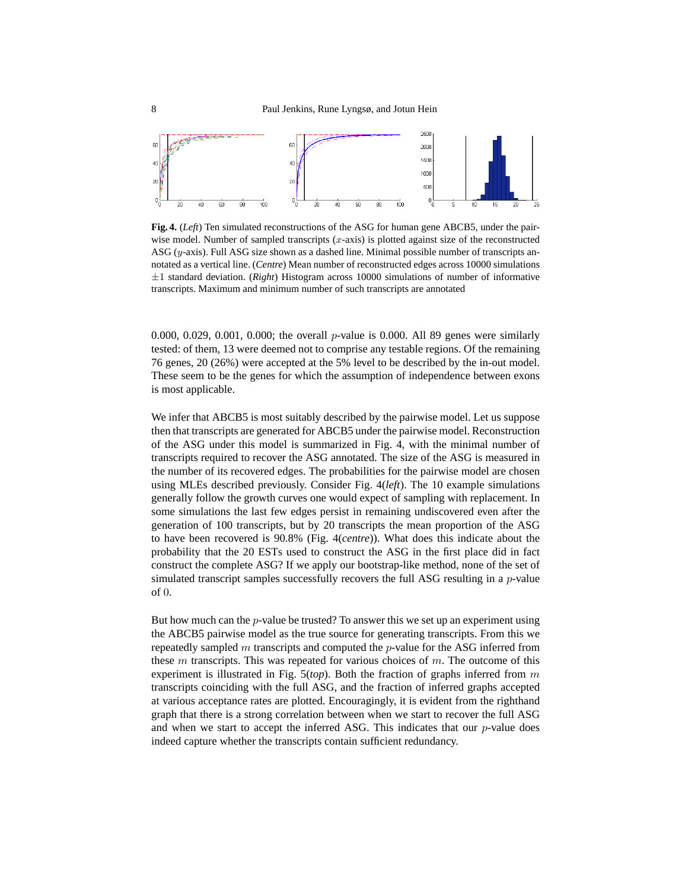**Fig. 4.** (*Left*) Ten simulated reconstructions of the ASG for human gene ABCB5, under the pairwise model. Number of sampled transcripts ($x$-axis) is plotted against size of the reconstructed ASG ($y$-axis). Full ASG size shown as a dashed line. Minimal possible number of transcripts annotated as a vertical line. (*Centre*) Mean number of reconstructed edges across 10000 simulations $\pm 1$ standard deviation. (*Right*) Histogram across 10000 simulations of number of informative transcripts. Maximum and minimum number of such transcripts are annotated

0.000, 0.029, 0.001, 0.000; the overall $p$-value is 0.000. All 89 genes were similarly tested: of them, 13 were deemed not to comprise any testable regions. Of the remaining 76 genes, 20 (26%) were accepted at the 5% level to be described by the in-out model. These seem to be the genes for which the assumption of independence between exons is most applicable.

We infer that ABCB5 is most suitably described by the pairwise model. Let us suppose then that transcripts are generated for ABCB5 under the pairwise model. Reconstruction of the ASG under this model is summarized in Fig. 4, with the minimal number of transcripts required to recover the ASG annotated. The size of the ASG is measured in the number of its recovered edges. The probabilities for the pairwise model are chosen using MLEs described previously. Consider Fig. 4(*left*). The 10 example simulations generally follow the growth curves one would expect of sampling with replacement. In some simulations the last few edges persist in remaining undiscovered even after the generation of 100 transcripts, but by 20 transcripts the mean proportion of the ASG to have been recovered is 90.8% (Fig. 4(*centre*)). What does this indicate about the probability that the 20 ESTs used to construct the ASG in the first place did in fact construct the complete ASG? If we apply our bootstrap-like method, none of the set of simulated transcript samples successfully recovers the full ASG resulting in a $p$-value of 0.

But how much can the $p$-value be trusted? To answer this we set up an experiment using the ABCB5 pairwise model as the true source for generating transcripts. From this we repeatedly sampled $m$ transcripts and computed the $p$-value for the ASG inferred from these $m$ transcripts. This was repeated for various choices of $m$. The outcome of this experiment is illustrated in Fig. 5(*top*). Both the fraction of graphs inferred from $m$ transcripts coinciding with the full ASG, and the fraction of inferred graphs accepted at various acceptance rates are plotted. Encouragingly, it is evident from the righthand graph that there is a strong correlation between when we start to recover the full ASG and when we start to accept the inferred ASG. This indicates that our $p$-value does indeed capture whether the transcripts contain sufficient redundancy.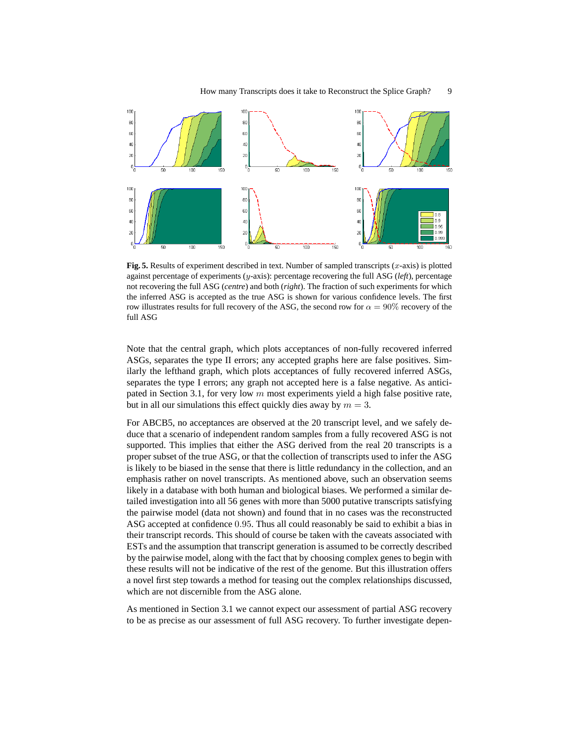**Fig. 5.** Results of experiment described in text. Number of sampled transcripts ($x$-axis) is plotted against percentage of experiments ($y$-axis): percentage recovering the full ASG (*left*), percentage not recovering the full ASG (*centre*) and both (*right*). The fraction of such experiments for which the inferred ASG is accepted as the true ASG is shown for various confidence levels. The first row illustrates results for full recovery of the ASG, the second row for $\alpha = 90\%$ recovery of the full ASG

Note that the central graph, which plots acceptances of non-fully recovered inferred ASGs, separates the type II errors; any accepted graphs here are false positives. Similarly the lefthand graph, which plots acceptances of fully recovered inferred ASGs, separates the type I errors; any graph not accepted here is a false negative. As anticipated in Section 3.1, for very low $m$ most experiments yield a high false positive rate, but in all our simulations this effect quickly dies away by $m = 3$.

For ABCB5, no acceptances are observed at the 20 transcript level, and we safely deduce that a scenario of independent random samples from a fully recovered ASG is not supported. This implies that either the ASG derived from the real 20 transcripts is a proper subset of the true ASG, or that the collection of transcripts used to infer the ASG is likely to be biased in the sense that there is little redundancy in the collection, and an emphasis rather on novel transcripts. As mentioned above, such an observation seems likely in a database with both human and biological biases. We performed a similar detailed investigation into all 56 genes with more than 5000 putative transcripts satisfying the pairwise model (data not shown) and found that in no cases was the reconstructed ASG accepted at confidence $0.95$. Thus all could reasonably be said to exhibit a bias in their transcript records. This should of course be taken with the caveats associated with ESTs and the assumption that transcript generation is assumed to be correctly described by the pairwise model, along with the fact that by choosing complex genes to begin with these results will not be indicative of the rest of the genome. But this illustration offers a novel first step towards a method for teasing out the complex relationships discussed, which are not discernible from the ASG alone.

As mentioned in Section 3.1 we cannot expect our assessment of partial ASG recovery to be as precise as our assessment of full ASG recovery. To further investigate depen-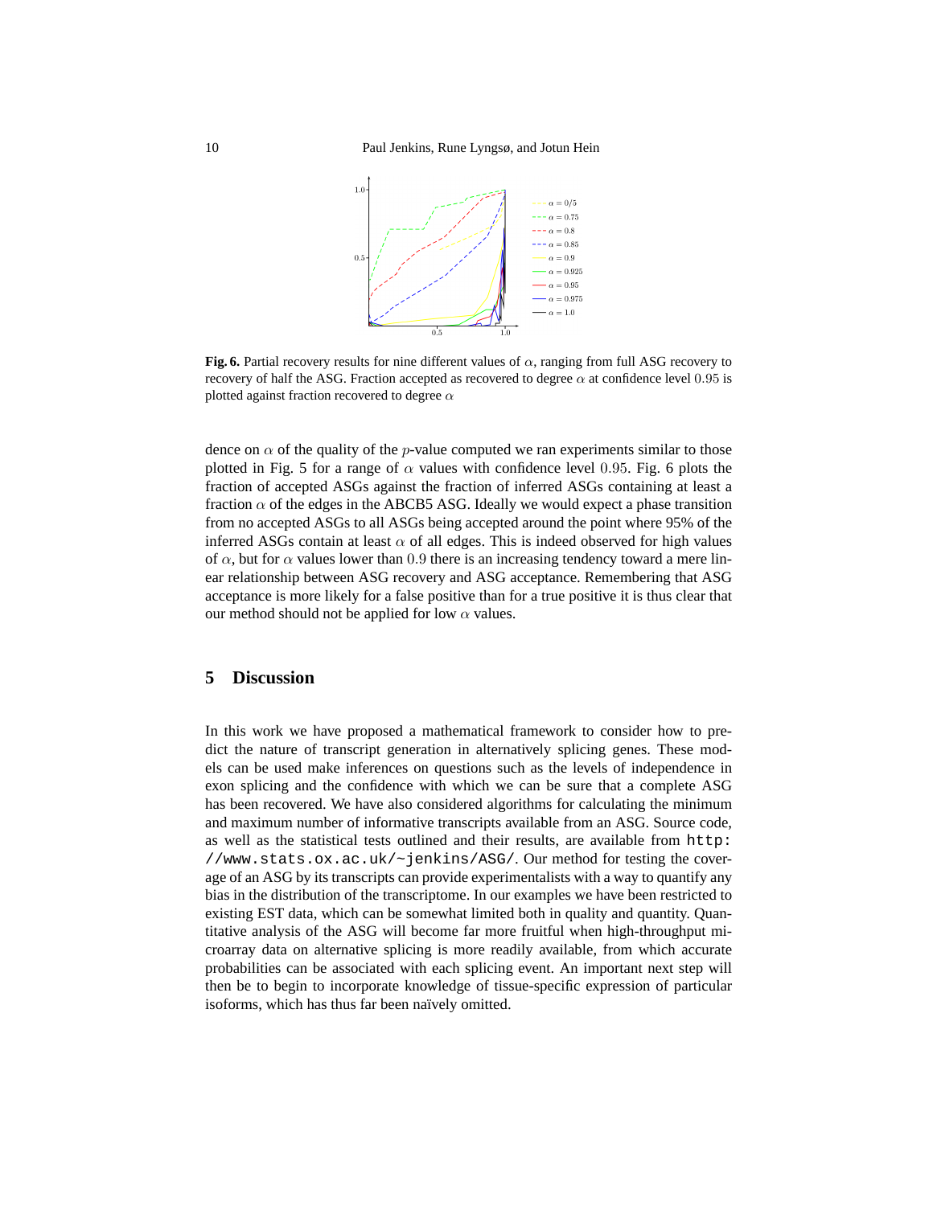**Fig. 6.** Partial recovery results for nine different values of $\alpha$, ranging from full ASG recovery to recovery of half the ASG. Fraction accepted as recovered to degree $\alpha$ at confidence level $0.95$ is plotted against fraction recovered to degree $\alpha$

dence on $\alpha$ of the quality of the $p$-value computed we ran experiments similar to those plotted in Fig. 5 for a range of $\alpha$ values with confidence level $0.95$. Fig. 6 plots the fraction of accepted ASGs against the fraction of inferred ASGs containing at least a fraction $\alpha$ of the edges in the ABCB5 ASG. Ideally we would expect a phase transition from no accepted ASGs to all ASGs being accepted around the point where 95% of the inferred ASGs contain at least $\alpha$ of all edges. This is indeed observed for high values of $\alpha$, but for $\alpha$ values lower than $0.9$ there is an increasing tendency toward a mere linear relationship between ASG recovery and ASG acceptance. Remembering that ASG acceptance is more likely for a false positive than for a true positive it is thus clear that our method should not be applied for low $\alpha$ values.

## 5 Discussion

In this work we have proposed a mathematical framework to consider how to predict the nature of transcript generation in alternatively splicing genes. These models can be used make inferences on questions such as the levels of independence in exon splicing and the confidence with which we can be sure that a complete ASG has been recovered. We have also considered algorithms for calculating the minimum and maximum number of informative transcripts available from an ASG. Source code, as well as the statistical tests outlined and their results, are available from `http://www.stats.ox.ac.uk/~jenkins/ASG/`. Our method for testing the coverage of an ASG by its transcripts can provide experimentalists with a way to quantify any bias in the distribution of the transcriptome. In our examples we have been restricted to existing EST data, which can be somewhat limited both in quality and quantity. Quantitative analysis of the ASG will become far more fruitful when high-throughput microarray data on alternative splicing is more readily available, from which accurate probabilities can be associated with each splicing event. An important next step will then be to begin to incorporate knowledge of tissue-specific expression of particular isoforms, which has thus far been naïvely omitted.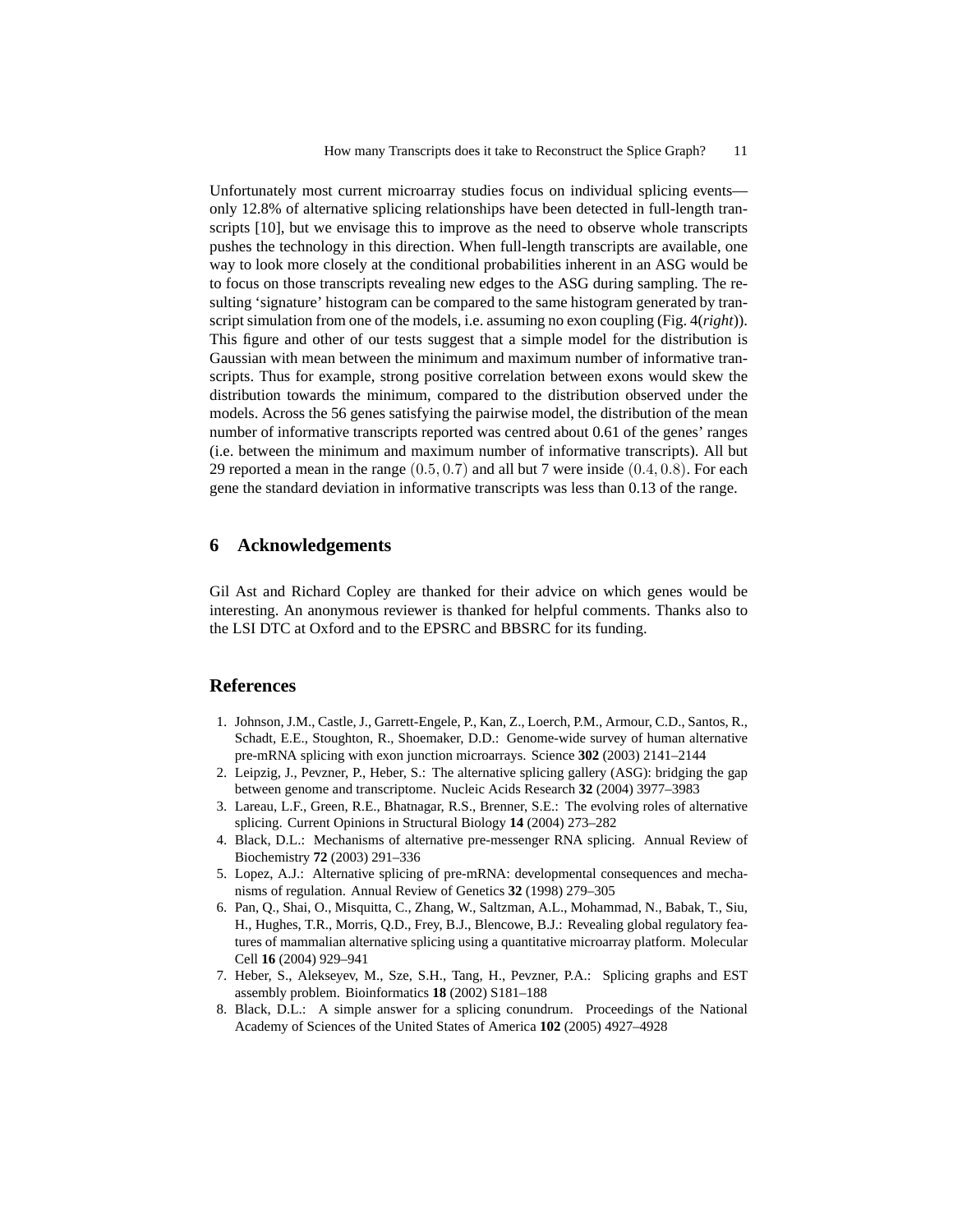Unfortunately most current microarray studies focus on individual splicing events—only 12.8% of alternative splicing relationships have been detected in full-length transcripts [10], but we envisage this to improve as the need to observe whole transcripts pushes the technology in this direction. When full-length transcripts are available, one way to look more closely at the conditional probabilities inherent in an ASG would be to focus on those transcripts revealing new edges to the ASG during sampling. The resulting 'signature' histogram can be compared to the same histogram generated by transcript simulation from one of the models, i.e. assuming no exon coupling (Fig. 4(*right*)). This figure and other of our tests suggest that a simple model for the distribution is Gaussian with mean between the minimum and maximum number of informative transcripts. Thus for example, strong positive correlation between exons would skew the distribution towards the minimum, compared to the distribution observed under the models. Across the 56 genes satisfying the pairwise model, the distribution of the mean number of informative transcripts reported was centred about 0.61 of the genes' ranges (i.e. between the minimum and maximum number of informative transcripts). All but 29 reported a mean in the range $(0.5, 0.7)$ and all but 7 were inside $(0.4, 0.8)$. For each gene the standard deviation in informative transcripts was less than 0.13 of the range.

## 6 Acknowledgements

Gil Ast and Richard Copley are thanked for their advice on which genes would be interesting. An anonymous reviewer is thanked for helpful comments. Thanks also to the LSI DTC at Oxford and to the EPSRC and BBSRC for its funding.

## References

1. Johnson, J.M., Castle, J., Garrett-Engele, P., Kan, Z., Loerch, P.M., Armour, C.D., Santos, R., Schadt, E.E., Stoughton, R., Shoemaker, D.D.: Genome-wide survey of human alternative pre-mRNA splicing with exon junction microarrays. Science **302** (2003) 2141–2144
2. Leipzig, J., Pevzner, P., Heber, S.: The alternative splicing gallery (ASG): bridging the gap between genome and transcriptome. Nucleic Acids Research **32** (2004) 3977–3983
3. Lareau, L.F., Green, R.E., Bhatnagar, R.S., Brenner, S.E.: The evolving roles of alternative splicing. Current Opinions in Structural Biology **14** (2004) 273–282
4. Black, D.L.: Mechanisms of alternative pre-messenger RNA splicing. Annual Review of Biochemistry **72** (2003) 291–336
5. Lopez, A.J.: Alternative splicing of pre-mRNA: developmental consequences and mechanisms of regulation. Annual Review of Genetics **32** (1998) 279–305
6. Pan, Q., Shai, O., Misquitta, C., Zhang, W., Saltzman, A.L., Mohammad, N., Babak, T., Siu, H., Hughes, T.R., Morris, Q.D., Frey, B.J., Blencowe, B.J.: Revealing global regulatory features of mammalian alternative splicing using a quantitative microarray platform. Molecular Cell **16** (2004) 929–941
7. Heber, S., Alekseyev, M., Sze, S.H., Tang, H., Pevzner, P.A.: Splicing graphs and EST assembly problem. Bioinformatics **18** (2002) S181–188
8. Black, D.L.: A simple answer for a splicing conundrum. Proceedings of the National Academy of Sciences of the United States of America **102** (2005) 4927–4928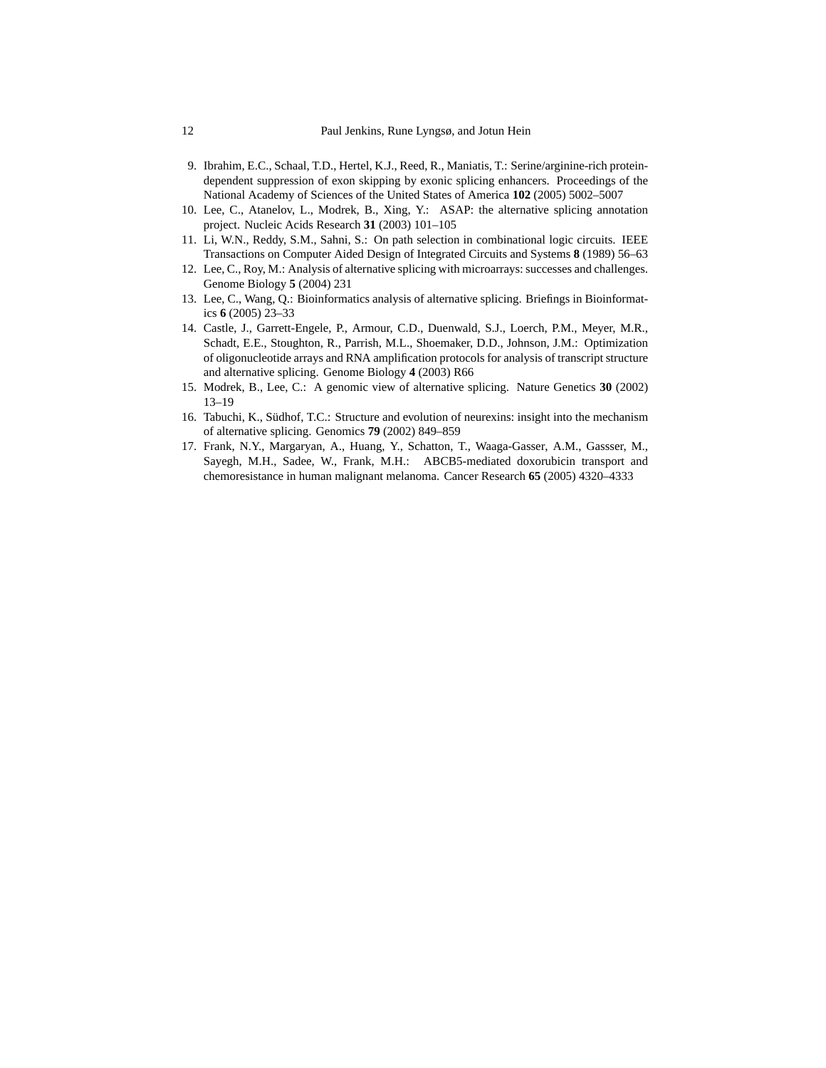9. Ibrahim, E.C., Schaal, T.D., Hertel, K.J., Reed, R., Maniatis, T.: Serine/arginine-rich protein-dependent suppression of exon skipping by exonic splicing enhancers. Proceedings of the National Academy of Sciences of the United States of America **102** (2005) 5002–5007
10. Lee, C., Atanelov, L., Modrek, B., Xing, Y.: ASAP: the alternative splicing annotation project. Nucleic Acids Research **31** (2003) 101–105
11. Li, W.N., Reddy, S.M., Sahni, S.: On path selection in combinational logic circuits. IEEE Transactions on Computer Aided Design of Integrated Circuits and Systems **8** (1989) 56–63
12. Lee, C., Roy, M.: Analysis of alternative splicing with microarrays: successes and challenges. Genome Biology **5** (2004) 231
13. Lee, C., Wang, Q.: Bioinformatics analysis of alternative splicing. Briefings in Bioinformatics **6** (2005) 23–33
14. Castle, J., Garrett-Engele, P., Armour, C.D., Duenwald, S.J., Loerch, P.M., Meyer, M.R., Schadt, E.E., Stoughton, R., Parrish, M.L., Shoemaker, D.D., Johnson, J.M.: Optimization of oligonucleotide arrays and RNA amplification protocols for analysis of transcript structure and alternative splicing. Genome Biology **4** (2003) R66
15. Modrek, B., Lee, C.: A genomic view of alternative splicing. Nature Genetics **30** (2002) 13–19
16. Tabuchi, K., Südhof, T.C.: Structure and evolution of neurexins: insight into the mechanism of alternative splicing. Genomics **79** (2002) 849–859
17. Frank, N.Y., Margaryan, A., Huang, Y., Schatton, T., Waaga-Gasser, A.M., Gassser, M., Sayegh, M.H., Sadee, W., Frank, M.H.: ABCB5-mediated doxorubicin transport and chemoresistance in human malignant melanoma. Cancer Research **65** (2005) 4320–4333